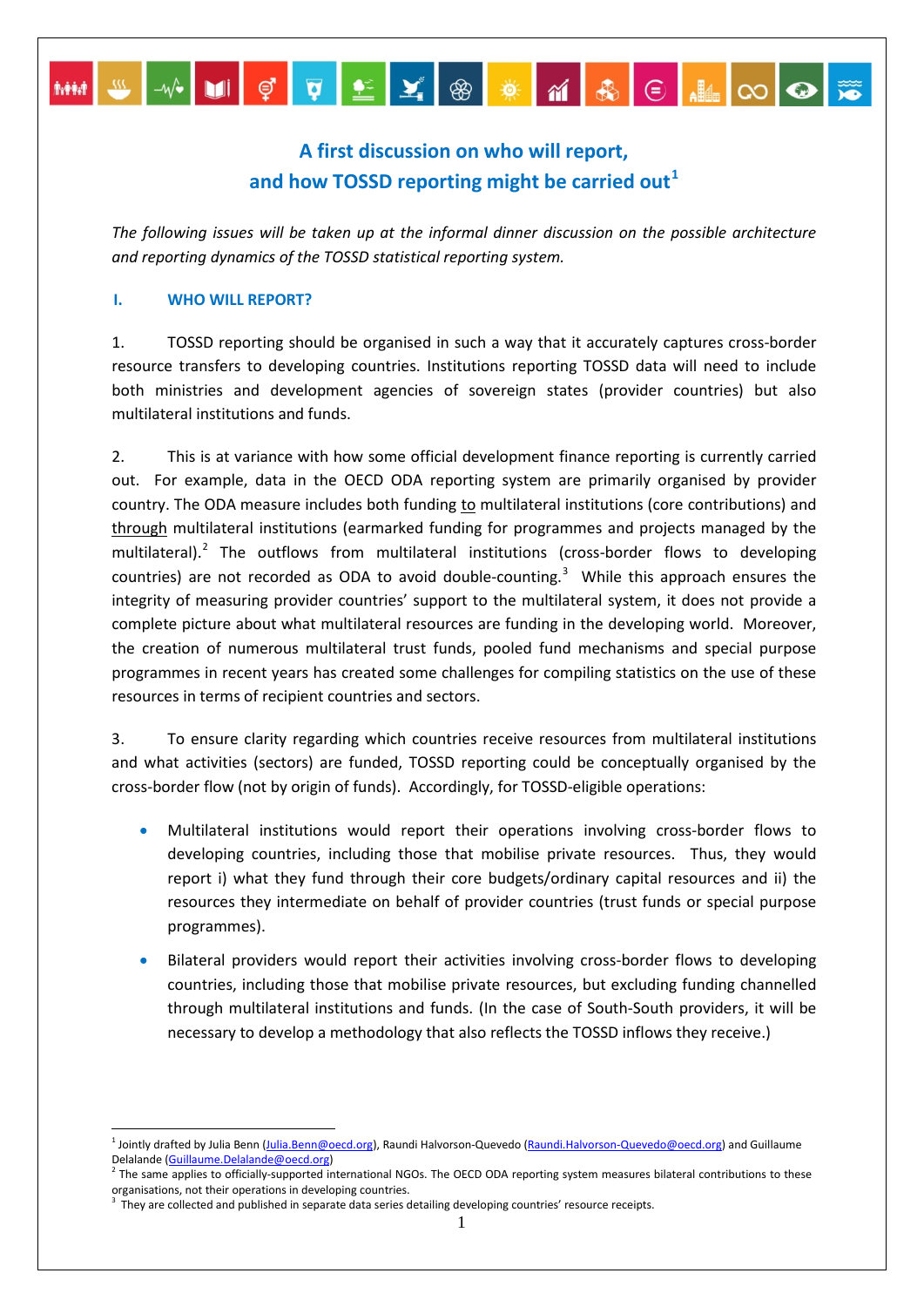# A first discussion on who will report, and how TOSSD reporting might be carried out[1]

*The following issues will be taken up at the informal dinner discussion on the possible architecture and reporting dynamics of the TOSSD statistical reporting system.*

## I. WHO WILL REPORT?

1. TOSSD reporting should be organised in such a way that it accurately captures cross-border resource transfers to developing countries. Institutions reporting TOSSD data will need to include both ministries and development agencies of sovereign states (provider countries) but also multilateral institutions and funds.

2. This is at variance with how some official development finance reporting is currently carried out. For example, data in the OECD ODA reporting system are primarily organised by provider country. The ODA measure includes both funding to multilateral institutions (core contributions) and through multilateral institutions (earmarked funding for programmes and projects managed by the multilateral).[2] The outflows from multilateral institutions (cross-border flows to developing countries) are not recorded as ODA to avoid double-counting.[3] While this approach ensures the integrity of measuring provider countries' support to the multilateral system, it does not provide a complete picture about what multilateral resources are funding in the developing world. Moreover, the creation of numerous multilateral trust funds, pooled fund mechanisms and special purpose programmes in recent years has created some challenges for compiling statistics on the use of these resources in terms of recipient countries and sectors.

3. To ensure clarity regarding which countries receive resources from multilateral institutions and what activities (sectors) are funded, TOSSD reporting could be conceptually organised by the cross-border flow (not by origin of funds). Accordingly, for TOSSD-eligible operations:

- Multilateral institutions would report their operations involving cross-border flows to developing countries, including those that mobilise private resources. Thus, they would report i) what they fund through their core budgets/ordinary capital resources and ii) the resources they intermediate on behalf of provider countries (trust funds or special purpose programmes).
- Bilateral providers would report their activities involving cross-border flows to developing countries, including those that mobilise private resources, but excluding funding channelled through multilateral institutions and funds. (In the case of South-South providers, it will be necessary to develop a methodology that also reflects the TOSSD inflows they receive.)

---

[1] Jointly drafted by Julia Benn (Julia.Benn@oecd.org), Raundi Halvorson-Quevedo (Raundi.Halvorson-Quevedo@oecd.org) and Guillaume Delalande (Guillaume.Delalande@oecd.org)

[2] The same applies to officially-supported international NGOs. The OECD ODA reporting system measures bilateral contributions to these organisations, not their operations in developing countries.

[3] They are collected and published in separate data series detailing developing countries' resource receipts.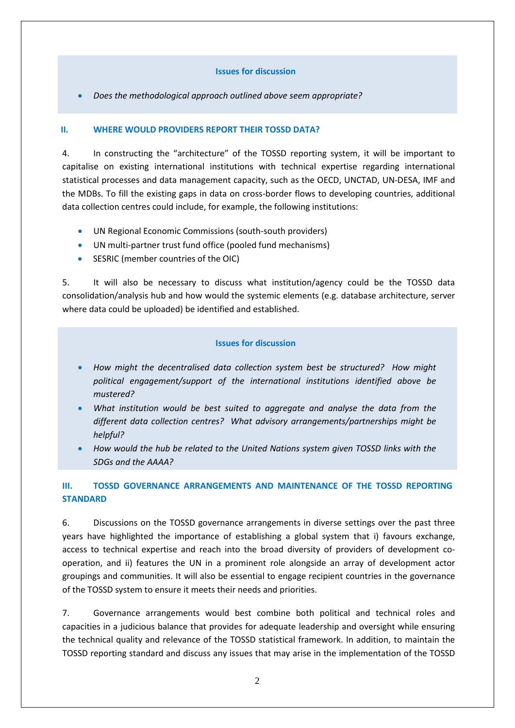**Issues for discussion**

- *Does the methodological approach outlined above seem appropriate?*

## II. WHERE WOULD PROVIDERS REPORT THEIR TOSSD DATA?

4. In constructing the "architecture" of the TOSSD reporting system, it will be important to capitalise on existing international institutions with technical expertise regarding international statistical processes and data management capacity, such as the OECD, UNCTAD, UN-DESA, IMF and the MDBs. To fill the existing gaps in data on cross-border flows to developing countries, additional data collection centres could include, for example, the following institutions:

- UN Regional Economic Commissions (south-south providers)
- UN multi-partner trust fund office (pooled fund mechanisms)
- SESRIC (member countries of the OIC)

5. It will also be necessary to discuss what institution/agency could be the TOSSD data consolidation/analysis hub and how would the systemic elements (e.g. database architecture, server where data could be uploaded) be identified and established.

**Issues for discussion**

- *How might the decentralised data collection system best be structured? How might political engagement/support of the international institutions identified above be mustered?*
- *What institution would be best suited to aggregate and analyse the data from the different data collection centres? What advisory arrangements/partnerships might be helpful?*
- *How would the hub be related to the United Nations system given TOSSD links with the SDGs and the AAAA?*

## III. TOSSD GOVERNANCE ARRANGEMENTS AND MAINTENANCE OF THE TOSSD REPORTING STANDARD

6. Discussions on the TOSSD governance arrangements in diverse settings over the past three years have highlighted the importance of establishing a global system that i) favours exchange, access to technical expertise and reach into the broad diversity of providers of development co-operation, and ii) features the UN in a prominent role alongside an array of development actor groupings and communities. It will also be essential to engage recipient countries in the governance of the TOSSD system to ensure it meets their needs and priorities.

7. Governance arrangements would best combine both political and technical roles and capacities in a judicious balance that provides for adequate leadership and oversight while ensuring the technical quality and relevance of the TOSSD statistical framework. In addition, to maintain the TOSSD reporting standard and discuss any issues that may arise in the implementation of the TOSSD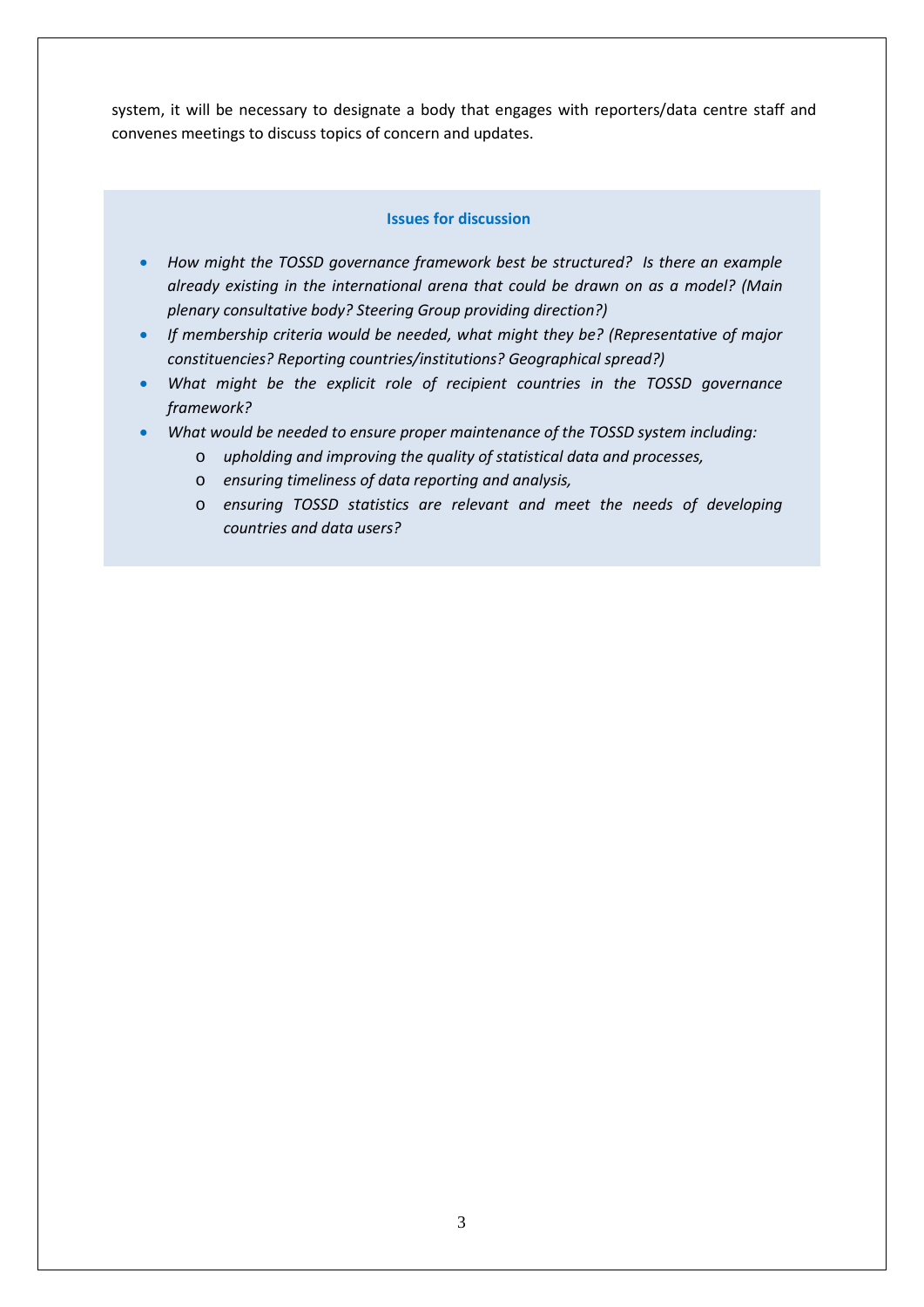system, it will be necessary to designate a body that engages with reporters/data centre staff and convenes meetings to discuss topics of concern and updates.

**Issues for discussion**

- *How might the TOSSD governance framework best be structured? Is there an example already existing in the international arena that could be drawn on as a model? (Main plenary consultative body? Steering Group providing direction?)*
- *If membership criteria would be needed, what might they be? (Representative of major constituencies? Reporting countries/institutions? Geographical spread?)*
- *What might be the explicit role of recipient countries in the TOSSD governance framework?*
- *What would be needed to ensure proper maintenance of the TOSSD system including:*
  - *upholding and improving the quality of statistical data and processes,*
  - *ensuring timeliness of data reporting and analysis,*
  - *ensuring TOSSD statistics are relevant and meet the needs of developing countries and data users?*